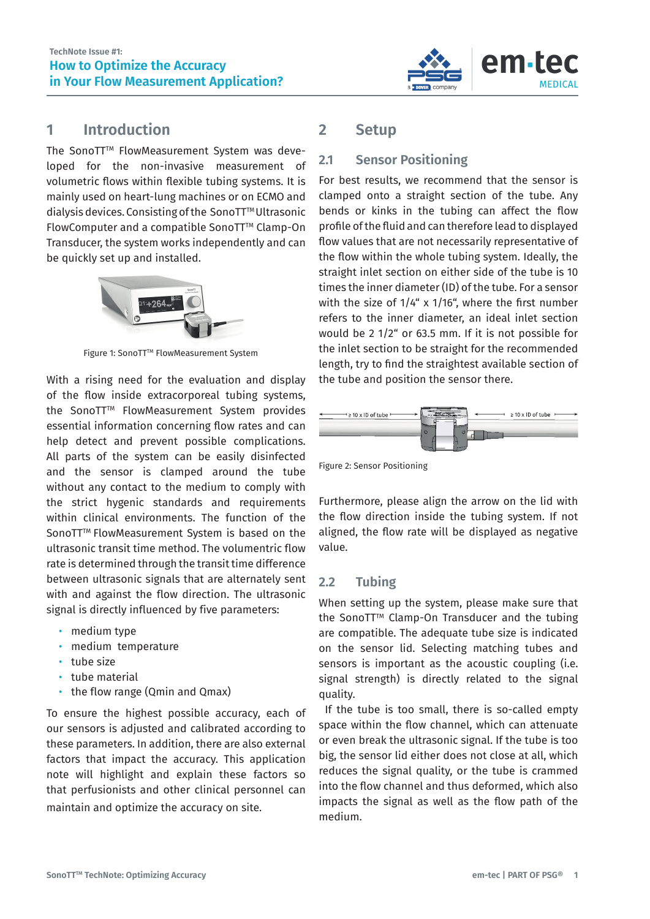TechNote Issue #1:

# How to Optimize the Accuracy in Your Flow Measurement Application?

## 1 Introduction

The SonoTT™ FlowMeasurement System was developed for the non-invasive measurement of volumetric flows within flexible tubing systems. It is mainly used on heart-lung machines or on ECMO and dialysis devices. Consisting of the SonoTT™ Ultrasonic FlowComputer and a compatible SonoTT™ Clamp-On Transducer, the system works independently and can be quickly set up and installed.

Figure 1: SonoTT™ FlowMeasurement System

With a rising need for the evaluation and display of the flow inside extracorporeal tubing systems, the SonoTT™ FlowMeasurement System provides essential information concerning flow rates and can help detect and prevent possible complications. All parts of the system can be easily disinfected and the sensor is clamped around the tube without any contact to the medium to comply with the strict hygenic standards and requirements within clinical environments. The function of the SonoTT™ FlowMeasurement System is based on the ultrasonic transit time method. The volumentric flow rate is determined through the transit time difference between ultrasonic signals that are alternately sent with and against the flow direction. The ultrasonic signal is directly influenced by five parameters:

- medium type
- medium temperature
- tube size
- tube material
- the flow range (Qmin and Qmax)

To ensure the highest possible accuracy, each of our sensors is adjusted and calibrated according to these parameters. In addition, there are also external factors that impact the accuracy. This application note will highlight and explain these factors so that perfusionists and other clinical personnel can maintain and optimize the accuracy on site.

## 2 Setup

### 2.1 Sensor Positioning

For best results, we recommend that the sensor is clamped onto a straight section of the tube. Any bends or kinks in the tubing can affect the flow profile of the fluid and can therefore lead to displayed flow values that are not necessarily representative of the flow within the whole tubing system. Ideally, the straight inlet section on either side of the tube is 10 times the inner diameter (ID) of the tube. For a sensor with the size of 1/4" x 1/16", where the first number refers to the inner diameter, an ideal inlet section would be 2 1/2" or 63.5 mm. If it is not possible for the inlet section to be straight for the recommended length, try to find the straightest available section of the tube and position the sensor there.

Figure 2: Sensor Positioning

Furthermore, please align the arrow on the lid with the flow direction inside the tubing system. If not aligned, the flow rate will be displayed as negative value.

### 2.2 Tubing

When setting up the system, please make sure that the SonoTT™ Clamp-On Transducer and the tubing are compatible. The adequate tube size is indicated on the sensor lid. Selecting matching tubes and sensors is important as the acoustic coupling (i.e. signal strength) is directly related to the signal quality.

If the tube is too small, there is so-called empty space within the flow channel, which can attenuate or even break the ultrasonic signal. If the tube is too big, the sensor lid either does not close at all, which reduces the signal quality, or the tube is crammed into the flow channel and thus deformed, which also impacts the signal as well as the flow path of the medium.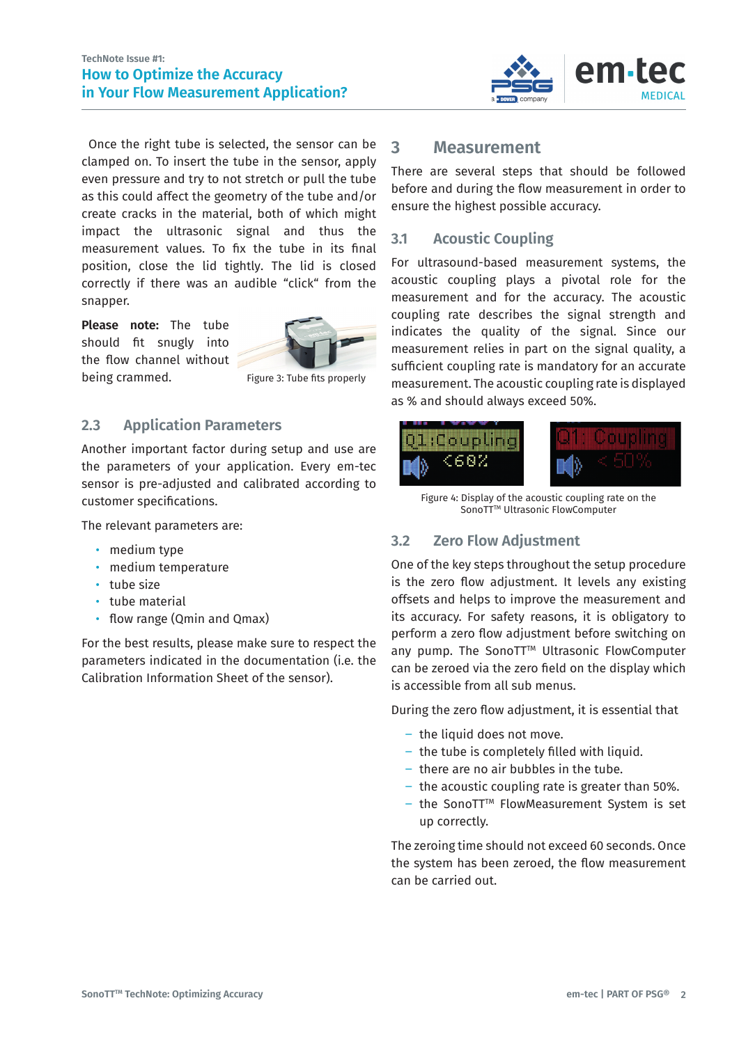Once the right tube is selected, the sensor can be clamped on. To insert the tube in the sensor, apply even pressure and try to not stretch or pull the tube as this could affect the geometry of the tube and/or create cracks in the material, both of which might impact the ultrasonic signal and thus the measurement values. To fix the tube in its final position, close the lid tightly. The lid is closed correctly if there was an audible “click“ from the snapper.

**Please note:** The tube should fit snugly into the flow channel without being crammed.

Figure 3: Tube fits properly

## 2.3 Application Parameters

Another important factor during setup and use are the parameters of your application. Every em-tec sensor is pre-adjusted and calibrated according to customer specifications.

The relevant parameters are:

- medium type
- medium temperature
- tube size
- tube material
- flow range (Qmin and Qmax)

For the best results, please make sure to respect the parameters indicated in the documentation (i.e. the Calibration Information Sheet of the sensor).

# 3 Measurement

There are several steps that should be followed before and during the flow measurement in order to ensure the highest possible accuracy.

## 3.1 Acoustic Coupling

For ultrasound-based measurement systems, the acoustic coupling plays a pivotal role for the measurement and for the accuracy. The acoustic coupling rate describes the signal strength and indicates the quality of the signal. Since our measurement relies in part on the signal quality, a sufficient coupling rate is mandatory for an accurate measurement. The acoustic coupling rate is displayed as % and should always exceed 50%.

Figure 4: Display of the acoustic coupling rate on the SonoTT™ Ultrasonic FlowComputer

## 3.2 Zero Flow Adjustment

One of the key steps throughout the setup procedure is the zero flow adjustment. It levels any existing offsets and helps to improve the measurement and its accuracy. For safety reasons, it is obligatory to perform a zero flow adjustment before switching on any pump. The SonoTT™ Ultrasonic FlowComputer can be zeroed via the zero field on the display which is accessible from all sub menus.

During the zero flow adjustment, it is essential that

- the liquid does not move.
- the tube is completely filled with liquid.
- there are no air bubbles in the tube.
- the acoustic coupling rate is greater than 50%.
- the SonoTT™ FlowMeasurement System is set up correctly.

The zeroing time should not exceed 60 seconds. Once the system has been zeroed, the flow measurement can be carried out.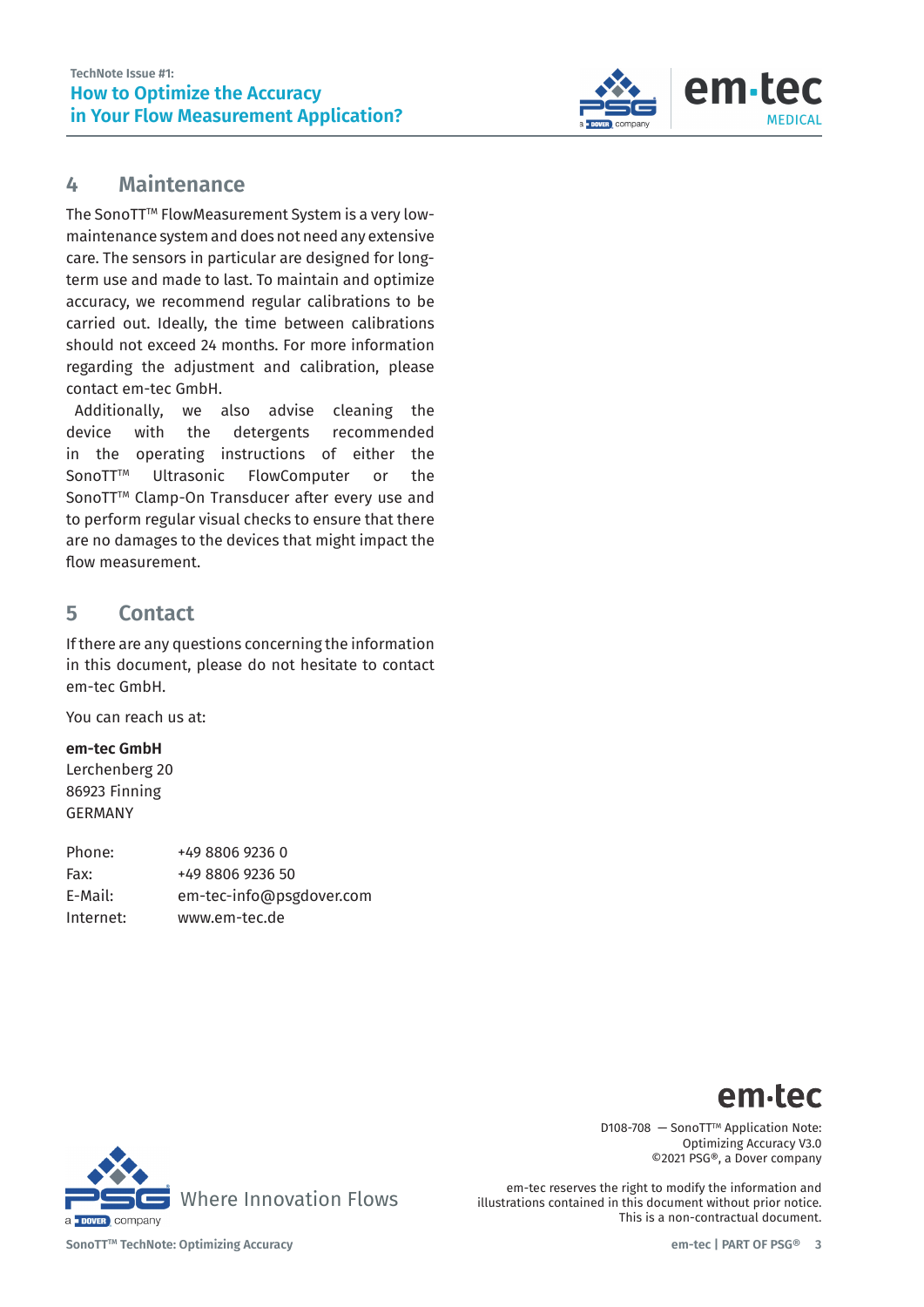## 4 Maintenance

The SonoTT™ FlowMeasurement System is a very low-maintenance system and does not need any extensive care. The sensors in particular are designed for long-term use and made to last. To maintain and optimize accuracy, we recommend regular calibrations to be carried out. Ideally, the time between calibrations should not exceed 24 months. For more information regarding the adjustment and calibration, please contact em-tec GmbH.

Additionally, we also advise cleaning the device with the detergents recommended in the operating instructions of either the SonoTT™ Ultrasonic FlowComputer or the SonoTT™ Clamp-On Transducer after every use and to perform regular visual checks to ensure that there are no damages to the devices that might impact the flow measurement.

## 5 Contact

If there are any questions concerning the information in this document, please do not hesitate to contact em-tec GmbH.

You can reach us at:

**em-tec GmbH**
Lerchenberg 20
86923 Finning
GERMANY

| | |
|---|---|
| Phone: | +49 8806 9236 0 |
| Fax: | +49 8806 9236 50 |
| E-Mail: | em-tec-info@psgdover.com |
| Internet: | www.em-tec.de |

em-tec

D108-708 — SonoTT™ Application Note: Optimizing Accuracy V3.0
©2021 PSG®, a Dover company

Where Innovation Flows

em-tec reserves the right to modify the information and illustrations contained in this document without prior notice. This is a non-contractual document.